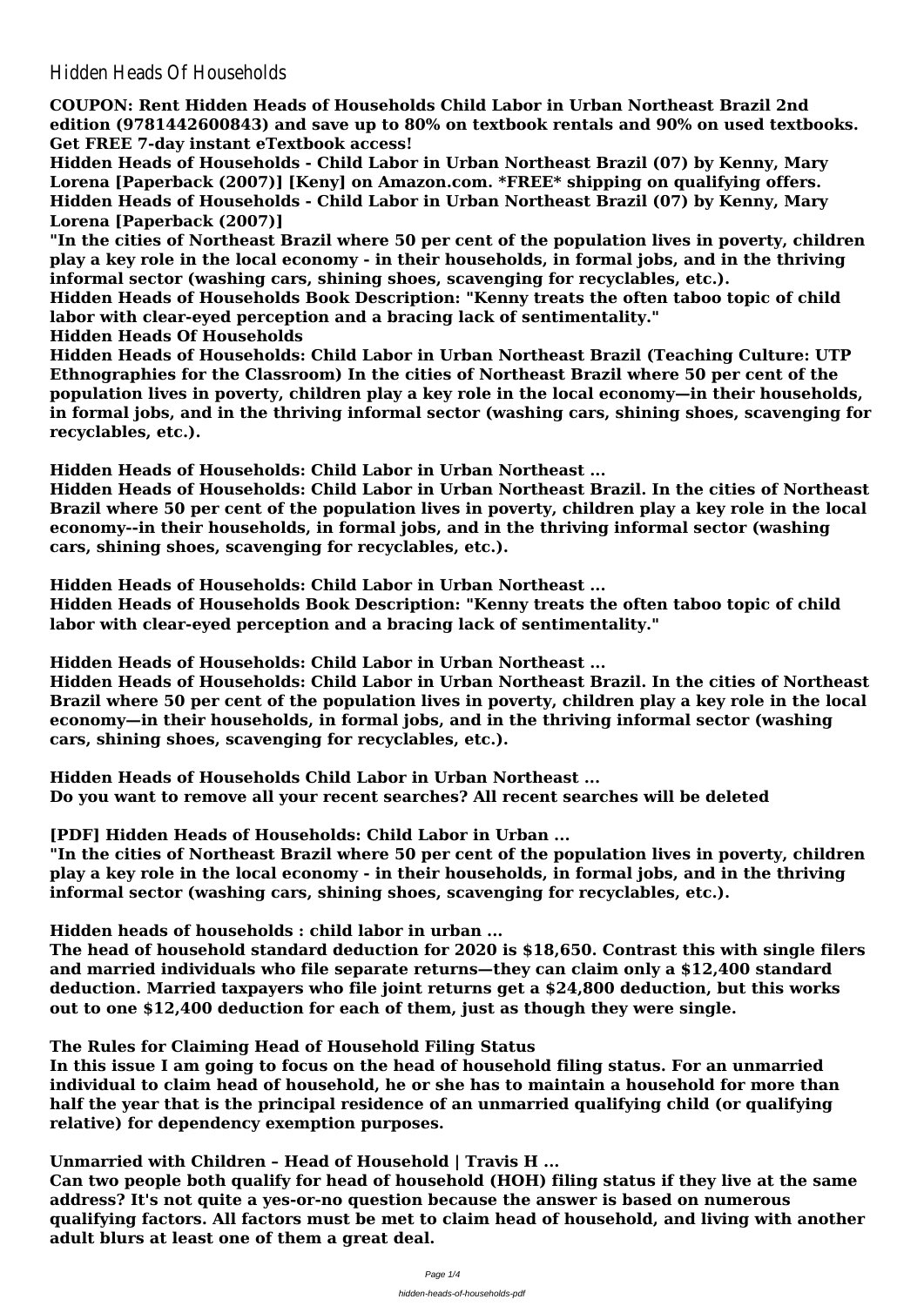# Hidden Heads Of Households

**COUPON: Rent Hidden Heads of Households Child Labor in Urban Northeast Brazil 2nd edition (9781442600843) and save up to 80% on textbook rentals and 90% on used textbooks. Get FREE 7-day instant eTextbook access!**

**Hidden Heads of Households - Child Labor in Urban Northeast Brazil (07) by Kenny, Mary Lorena [Paperback (2007)] [Keny] on Amazon.com. *FREE* shipping on qualifying offers. Hidden Heads of Households - Child Labor in Urban Northeast Brazil (07) by Kenny, Mary Lorena [Paperback (2007)]**

**"In the cities of Northeast Brazil where 50 per cent of the population lives in poverty, children play a key role in the local economy - in their households, in formal jobs, and in the thriving informal sector (washing cars, shining shoes, scavenging for recyclables, etc.).**

**Hidden Heads of Households Book Description: "Kenny treats the often taboo topic of child labor with clear-eyed perception and a bracing lack of sentimentality."**

**Hidden Heads Of Households**

**Hidden Heads of Households: Child Labor in Urban Northeast Brazil (Teaching Culture: UTP Ethnographies for the Classroom) In the cities of Northeast Brazil where 50 per cent of the population lives in poverty, children play a key role in the local economy—in their households, in formal jobs, and in the thriving informal sector (washing cars, shining shoes, scavenging for recyclables, etc.).**

**Hidden Heads of Households: Child Labor in Urban Northeast ...**

**Hidden Heads of Households: Child Labor in Urban Northeast Brazil. In the cities of Northeast Brazil where 50 per cent of the population lives in poverty, children play a key role in the local economy--in their households, in formal jobs, and in the thriving informal sector (washing cars, shining shoes, scavenging for recyclables, etc.).**

**Hidden Heads of Households: Child Labor in Urban Northeast ...**

**Hidden Heads of Households Book Description: "Kenny treats the often taboo topic of child labor with clear-eyed perception and a bracing lack of sentimentality."**

**Hidden Heads of Households: Child Labor in Urban Northeast ...**

**Hidden Heads of Households: Child Labor in Urban Northeast Brazil. In the cities of Northeast Brazil where 50 per cent of the population lives in poverty, children play a key role in the local economy—in their households, in formal jobs, and in the thriving informal sector (washing cars, shining shoes, scavenging for recyclables, etc.).**

**Hidden Heads of Households Child Labor in Urban Northeast ...**

**Do you want to remove all your recent searches? All recent searches will be deleted**

**[PDF] Hidden Heads of Households: Child Labor in Urban ...**

**"In the cities of Northeast Brazil where 50 per cent of the population lives in poverty, children play a key role in the local economy - in their households, in formal jobs, and in the thriving informal sector (washing cars, shining shoes, scavenging for recyclables, etc.).**

**Hidden heads of households : child labor in urban ...**

**The head of household standard deduction for 2020 is $18,650. Contrast this with single filers and married individuals who file separate returns—they can claim only a $12,400 standard deduction. Married taxpayers who file joint returns get a $24,800 deduction, but this works out to one $12,400 deduction for each of them, just as though they were single.**

**The Rules for Claiming Head of Household Filing Status**

**In this issue I am going to focus on the head of household filing status. For an unmarried individual to claim head of household, he or she has to maintain a household for more than half the year that is the principal residence of an unmarried qualifying child (or qualifying relative) for dependency exemption purposes.**

**Unmarried with Children – Head of Household | Travis H ...**

**Can two people both qualify for head of household (HOH) filing status if they live at the same address? It's not quite a yes-or-no question because the answer is based on numerous qualifying factors. All factors must be met to claim head of household, and living with another adult blurs at least one of them a great deal.**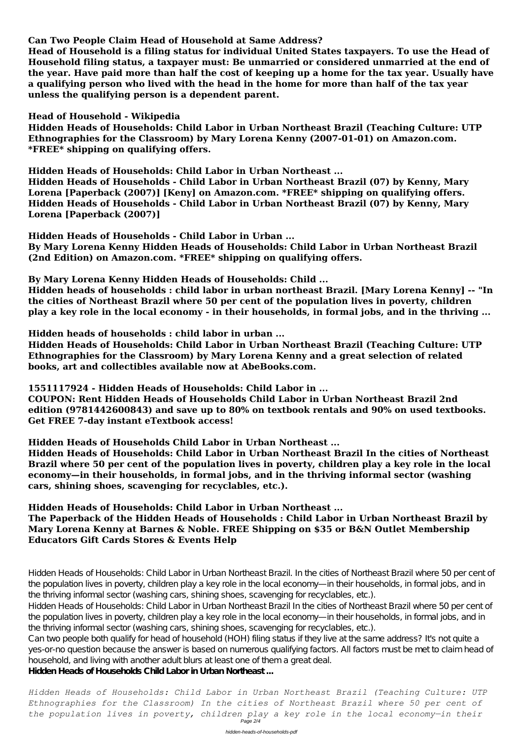**Can Two People Claim Head of Household at Same Address?**
**Head of Household is a filing status for individual United States taxpayers. To use the Head of Household filing status, a taxpayer must: Be unmarried or considered unmarried at the end of the year. Have paid more than half the cost of keeping up a home for the tax year. Usually have a qualifying person who lived with the head in the home for more than half of the tax year unless the qualifying person is a dependent parent.**

**Head of Household - Wikipedia**
**Hidden Heads of Households: Child Labor in Urban Northeast Brazil (Teaching Culture: UTP Ethnographies for the Classroom) by Mary Lorena Kenny (2007-01-01) on Amazon.com. *FREE* shipping on qualifying offers.**

**Hidden Heads of Households: Child Labor in Urban Northeast ...**
**Hidden Heads of Households - Child Labor in Urban Northeast Brazil (07) by Kenny, Mary Lorena [Paperback (2007)] [Keny] on Amazon.com. *FREE* shipping on qualifying offers. Hidden Heads of Households - Child Labor in Urban Northeast Brazil (07) by Kenny, Mary Lorena [Paperback (2007)]**

**Hidden Heads of Households - Child Labor in Urban ...**
**By Mary Lorena Kenny Hidden Heads of Households: Child Labor in Urban Northeast Brazil (2nd Edition) on Amazon.com. *FREE* shipping on qualifying offers.**

**By Mary Lorena Kenny Hidden Heads of Households: Child ...**
**Hidden heads of households : child labor in urban northeast Brazil. [Mary Lorena Kenny] -- "In the cities of Northeast Brazil where 50 per cent of the population lives in poverty, children play a key role in the local economy - in their households, in formal jobs, and in the thriving ...**

**Hidden heads of households : child labor in urban ...**
**Hidden Heads of Households: Child Labor in Urban Northeast Brazil (Teaching Culture: UTP Ethnographies for the Classroom) by Mary Lorena Kenny and a great selection of related books, art and collectibles available now at AbeBooks.com.**

**1551117924 - Hidden Heads of Households: Child Labor in ...**
**COUPON: Rent Hidden Heads of Households Child Labor in Urban Northeast Brazil 2nd edition (9781442600843) and save up to 80% on textbook rentals and 90% on used textbooks. Get FREE 7-day instant eTextbook access!**

**Hidden Heads of Households Child Labor in Urban Northeast ...**
**Hidden Heads of Households: Child Labor in Urban Northeast Brazil In the cities of Northeast Brazil where 50 per cent of the population lives in poverty, children play a key role in the local economy—in their households, in formal jobs, and in the thriving informal sector (washing cars, shining shoes, scavenging for recyclables, etc.).**

**Hidden Heads of Households: Child Labor in Urban Northeast ...**
**The Paperback of the Hidden Heads of Households : Child Labor in Urban Northeast Brazil by Mary Lorena Kenny at Barnes & Noble. FREE Shipping on $35 or B&N Outlet Membership Educators Gift Cards Stores & Events Help**

Hidden Heads of Households: Child Labor in Urban Northeast Brazil. In the cities of Northeast Brazil where 50 per cent of the population lives in poverty, children play a key role in the local economy—in their households, in formal jobs, and in the thriving informal sector (washing cars, shining shoes, scavenging for recyclables, etc.).
Hidden Heads of Households: Child Labor in Urban Northeast Brazil In the cities of Northeast Brazil where 50 per cent of the population lives in poverty, children play a key role in the local economy—in their households, in formal jobs, and in the thriving informal sector (washing cars, shining shoes, scavenging for recyclables, etc.).
Can two people both qualify for head of household (HOH) filing status if they live at the same address? It's not quite a yes-or-no question because the answer is based on numerous qualifying factors. All factors must be met to claim head of household, and living with another adult blurs at least one of them a great deal.
**Hidden Heads of Households Child Labor in Urban Northeast ...**

*Hidden Heads of Households: Child Labor in Urban Northeast Brazil (Teaching Culture: UTP Ethnographies for the Classroom) In the cities of Northeast Brazil where 50 per cent of the population lives in poverty, children play a key role in the local economy—in their*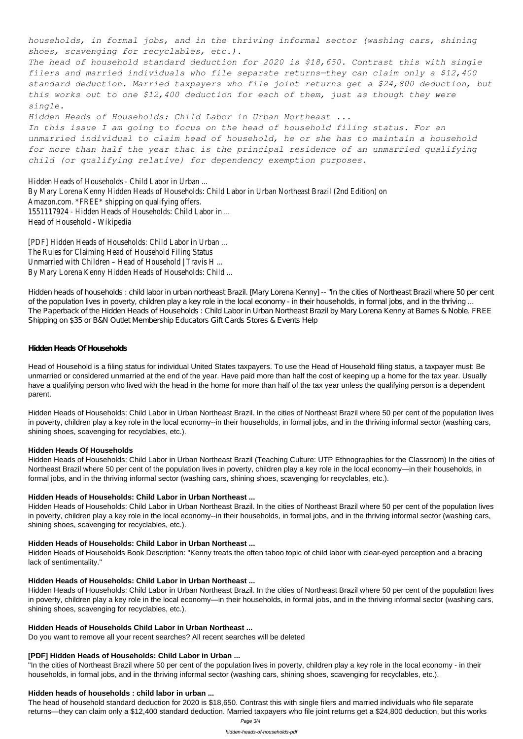*households, in formal jobs, and in the thriving informal sector (washing cars, shining shoes, scavenging for recyclables, etc.).*

*The head of household standard deduction for 2020 is $18,650. Contrast this with single filers and married individuals who file separate returns—they can claim only a $12,400 standard deduction. Married taxpayers who file joint returns get a $24,800 deduction, but this works out to one $12,400 deduction for each of them, just as though they were single.*

*Hidden Heads of Households: Child Labor in Urban Northeast ...*

*In this issue I am going to focus on the head of household filing status. For an unmarried individual to claim head of household, he or she has to maintain a household for more than half the year that is the principal residence of an unmarried qualifying child (or qualifying relative) for dependency exemption purposes.*

Hidden Heads of Households - Child Labor in Urban ...
By Mary Lorena Kenny Hidden Heads of Households: Child Labor in Urban Northeast Brazil (2nd Edition) on Amazon.com. *FREE* shipping on qualifying offers.
1551117924 - Hidden Heads of Households: Child Labor in ...
Head of Household - Wikipedia

[PDF] Hidden Heads of Households: Child Labor in Urban ...
The Rules for Claiming Head of Household Filing Status
Unmarried with Children – Head of Household | Travis H ...
By Mary Lorena Kenny Hidden Heads of Households: Child ...

Hidden heads of households : child labor in urban northeast Brazil. [Mary Lorena Kenny] -- "In the cities of Northeast Brazil where 50 per cent of the population lives in poverty, children play a key role in the local economy - in their households, in formal jobs, and in the thriving ...
The Paperback of the Hidden Heads of Households : Child Labor in Urban Northeast Brazil by Mary Lorena Kenny at Barnes & Noble. FREE Shipping on $35 or B&N Outlet Membership Educators Gift Cards Stores & Events Help

**Hidden Heads Of Households**

Head of Household is a filing status for individual United States taxpayers. To use the Head of Household filing status, a taxpayer must: Be unmarried or considered unmarried at the end of the year. Have paid more than half the cost of keeping up a home for the tax year. Usually have a qualifying person who lived with the head in the home for more than half of the tax year unless the qualifying person is a dependent parent.

Hidden Heads of Households: Child Labor in Urban Northeast Brazil. In the cities of Northeast Brazil where 50 per cent of the population lives in poverty, children play a key role in the local economy--in their households, in formal jobs, and in the thriving informal sector (washing cars, shining shoes, scavenging for recyclables, etc.).

### Hidden Heads Of Households

Hidden Heads of Households: Child Labor in Urban Northeast Brazil (Teaching Culture: UTP Ethnographies for the Classroom) In the cities of Northeast Brazil where 50 per cent of the population lives in poverty, children play a key role in the local economy—in their households, in formal jobs, and in the thriving informal sector (washing cars, shining shoes, scavenging for recyclables, etc.).

### Hidden Heads of Households: Child Labor in Urban Northeast ...

Hidden Heads of Households: Child Labor in Urban Northeast Brazil. In the cities of Northeast Brazil where 50 per cent of the population lives in poverty, children play a key role in the local economy--in their households, in formal jobs, and in the thriving informal sector (washing cars, shining shoes, scavenging for recyclables, etc.).

### Hidden Heads of Households: Child Labor in Urban Northeast ...

Hidden Heads of Households Book Description: "Kenny treats the often taboo topic of child labor with clear-eyed perception and a bracing lack of sentimentality."

### Hidden Heads of Households: Child Labor in Urban Northeast ...

Hidden Heads of Households: Child Labor in Urban Northeast Brazil. In the cities of Northeast Brazil where 50 per cent of the population lives in poverty, children play a key role in the local economy—in their households, in formal jobs, and in the thriving informal sector (washing cars, shining shoes, scavenging for recyclables, etc.).

### Hidden Heads of Households Child Labor in Urban Northeast ...

Do you want to remove all your recent searches? All recent searches will be deleted

### [PDF] Hidden Heads of Households: Child Labor in Urban ...

"In the cities of Northeast Brazil where 50 per cent of the population lives in poverty, children play a key role in the local economy - in their households, in formal jobs, and in the thriving informal sector (washing cars, shining shoes, scavenging for recyclables, etc.).

### Hidden heads of households : child labor in urban ...

The head of household standard deduction for 2020 is $18,650. Contrast this with single filers and married individuals who file separate returns—they can claim only a $12,400 standard deduction. Married taxpayers who file joint returns get a $24,800 deduction, but this works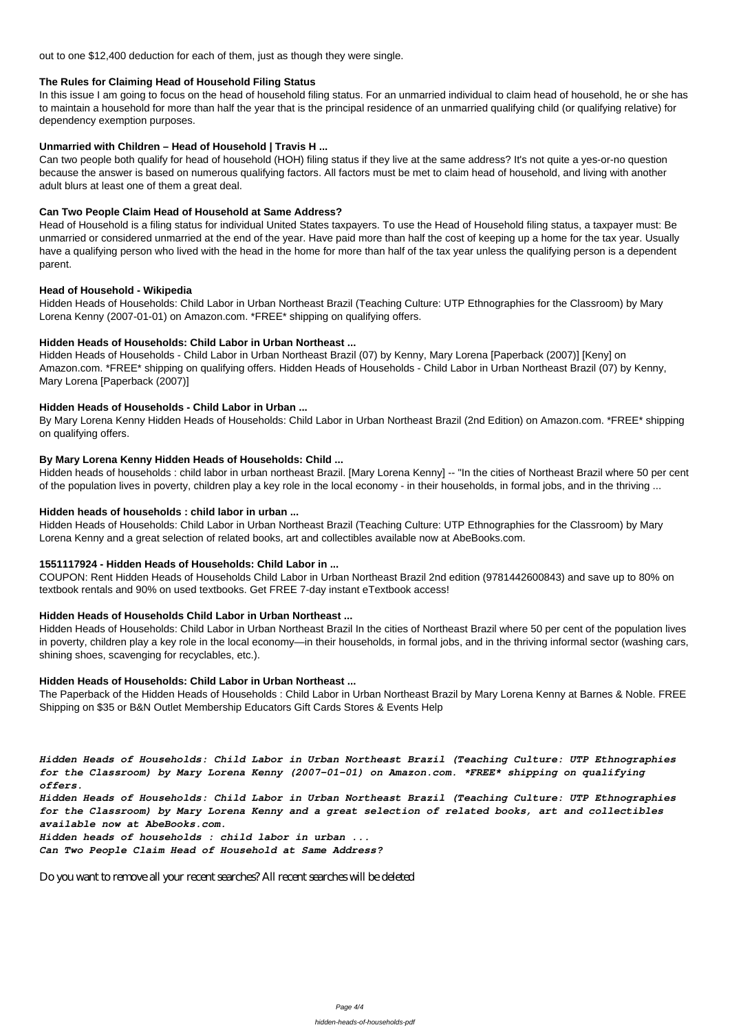out to one $12,400 deduction for each of them, just as though they were single.

**The Rules for Claiming Head of Household Filing Status**

In this issue I am going to focus on the head of household filing status. For an unmarried individual to claim head of household, he or she has to maintain a household for more than half the year that is the principal residence of an unmarried qualifying child (or qualifying relative) for dependency exemption purposes.

**Unmarried with Children – Head of Household | Travis H ...**

Can two people both qualify for head of household (HOH) filing status if they live at the same address? It's not quite a yes-or-no question because the answer is based on numerous qualifying factors. All factors must be met to claim head of household, and living with another adult blurs at least one of them a great deal.

**Can Two People Claim Head of Household at Same Address?**

Head of Household is a filing status for individual United States taxpayers. To use the Head of Household filing status, a taxpayer must: Be unmarried or considered unmarried at the end of the year. Have paid more than half the cost of keeping up a home for the tax year. Usually have a qualifying person who lived with the head in the home for more than half of the tax year unless the qualifying person is a dependent parent.

**Head of Household - Wikipedia**

Hidden Heads of Households: Child Labor in Urban Northeast Brazil (Teaching Culture: UTP Ethnographies for the Classroom) by Mary Lorena Kenny (2007-01-01) on Amazon.com. *FREE* shipping on qualifying offers.

**Hidden Heads of Households: Child Labor in Urban Northeast ...**

Hidden Heads of Households - Child Labor in Urban Northeast Brazil (07) by Kenny, Mary Lorena [Paperback (2007)] [Keny] on Amazon.com. *FREE* shipping on qualifying offers. Hidden Heads of Households - Child Labor in Urban Northeast Brazil (07) by Kenny, Mary Lorena [Paperback (2007)]

**Hidden Heads of Households - Child Labor in Urban ...**

By Mary Lorena Kenny Hidden Heads of Households: Child Labor in Urban Northeast Brazil (2nd Edition) on Amazon.com. *FREE* shipping on qualifying offers.

**By Mary Lorena Kenny Hidden Heads of Households: Child ...**

Hidden heads of households : child labor in urban northeast Brazil. [Mary Lorena Kenny] -- "In the cities of Northeast Brazil where 50 per cent of the population lives in poverty, children play a key role in the local economy - in their households, in formal jobs, and in the thriving ...

**Hidden heads of households : child labor in urban ...**

Hidden Heads of Households: Child Labor in Urban Northeast Brazil (Teaching Culture: UTP Ethnographies for the Classroom) by Mary Lorena Kenny and a great selection of related books, art and collectibles available now at AbeBooks.com.

**1551117924 - Hidden Heads of Households: Child Labor in ...**

COUPON: Rent Hidden Heads of Households Child Labor in Urban Northeast Brazil 2nd edition (9781442600843) and save up to 80% on textbook rentals and 90% on used textbooks. Get FREE 7-day instant eTextbook access!

**Hidden Heads of Households Child Labor in Urban Northeast ...**

Hidden Heads of Households: Child Labor in Urban Northeast Brazil In the cities of Northeast Brazil where 50 per cent of the population lives in poverty, children play a key role in the local economy—in their households, in formal jobs, and in the thriving informal sector (washing cars, shining shoes, scavenging for recyclables, etc.).

**Hidden Heads of Households: Child Labor in Urban Northeast ...**

The Paperback of the Hidden Heads of Households : Child Labor in Urban Northeast Brazil by Mary Lorena Kenny at Barnes & Noble. FREE Shipping on $35 or B&N Outlet Membership Educators Gift Cards Stores & Events Help

***Hidden Heads of Households: Child Labor in Urban Northeast Brazil (Teaching Culture: UTP Ethnographies for the Classroom) by Mary Lorena Kenny (2007-01-01) on Amazon.com. *FREE* shipping on qualifying offers.***
***Hidden Heads of Households: Child Labor in Urban Northeast Brazil (Teaching Culture: UTP Ethnographies for the Classroom) by Mary Lorena Kenny and a great selection of related books, art and collectibles available now at AbeBooks.com.***
***Hidden heads of households : child labor in urban ...***
***Can Two People Claim Head of Household at Same Address?***

Do you want to remove all your recent searches? All recent searches will be deleted